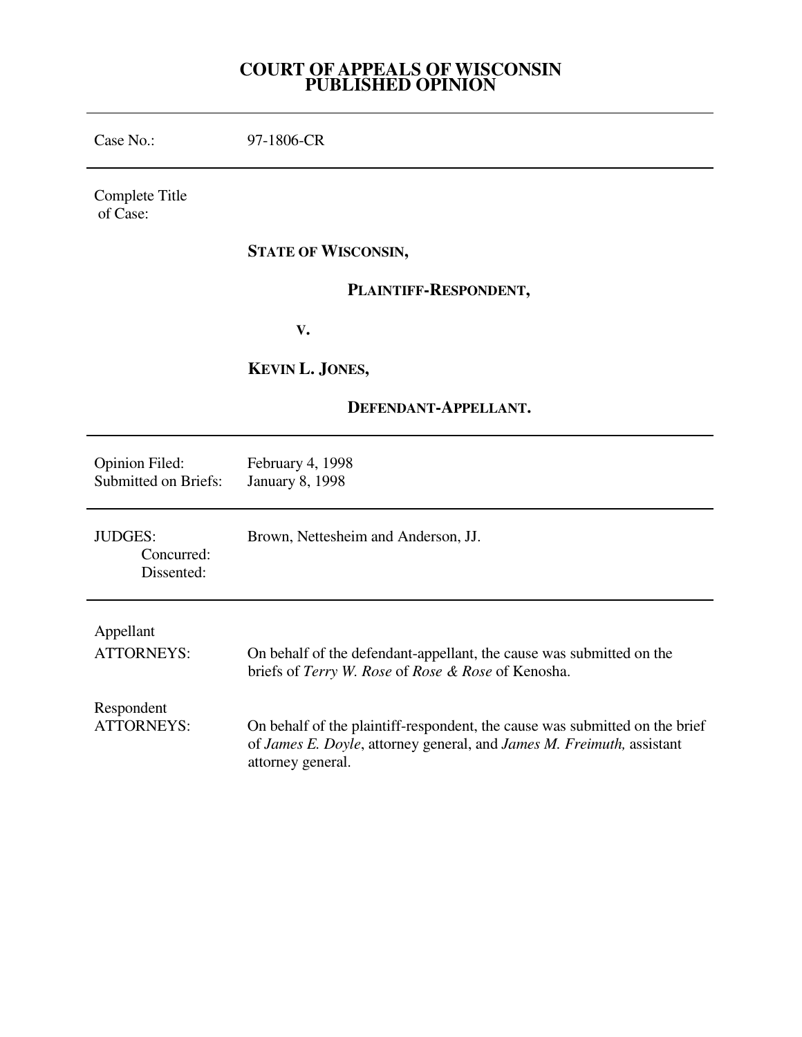# COURT OF APPEALS OF WISCONSIN
# PUBLISHED OPINION

---

Case No.: 97-1806-CR

---

Complete Title of Case:

**STATE OF WISCONSIN,**

**PLAINTIFF-RESPONDENT,**

**V.**

**KEVIN L. JONES,**

**DEFENDANT-APPELLANT.**

---

Opinion Filed: February 4, 1998
Submitted on Briefs: January 8, 1998

---

JUDGES: Brown, Nettesheim and Anderson, JJ.
Concurred:
Dissented:

---

Appellant
ATTORNEYS: On behalf of the defendant-appellant, the cause was submitted on the briefs of *Terry W. Rose* of *Rose & Rose* of Kenosha.

Respondent
ATTORNEYS: On behalf of the plaintiff-respondent, the cause was submitted on the brief of *James E. Doyle*, attorney general, and *James M. Freimuth,* assistant attorney general.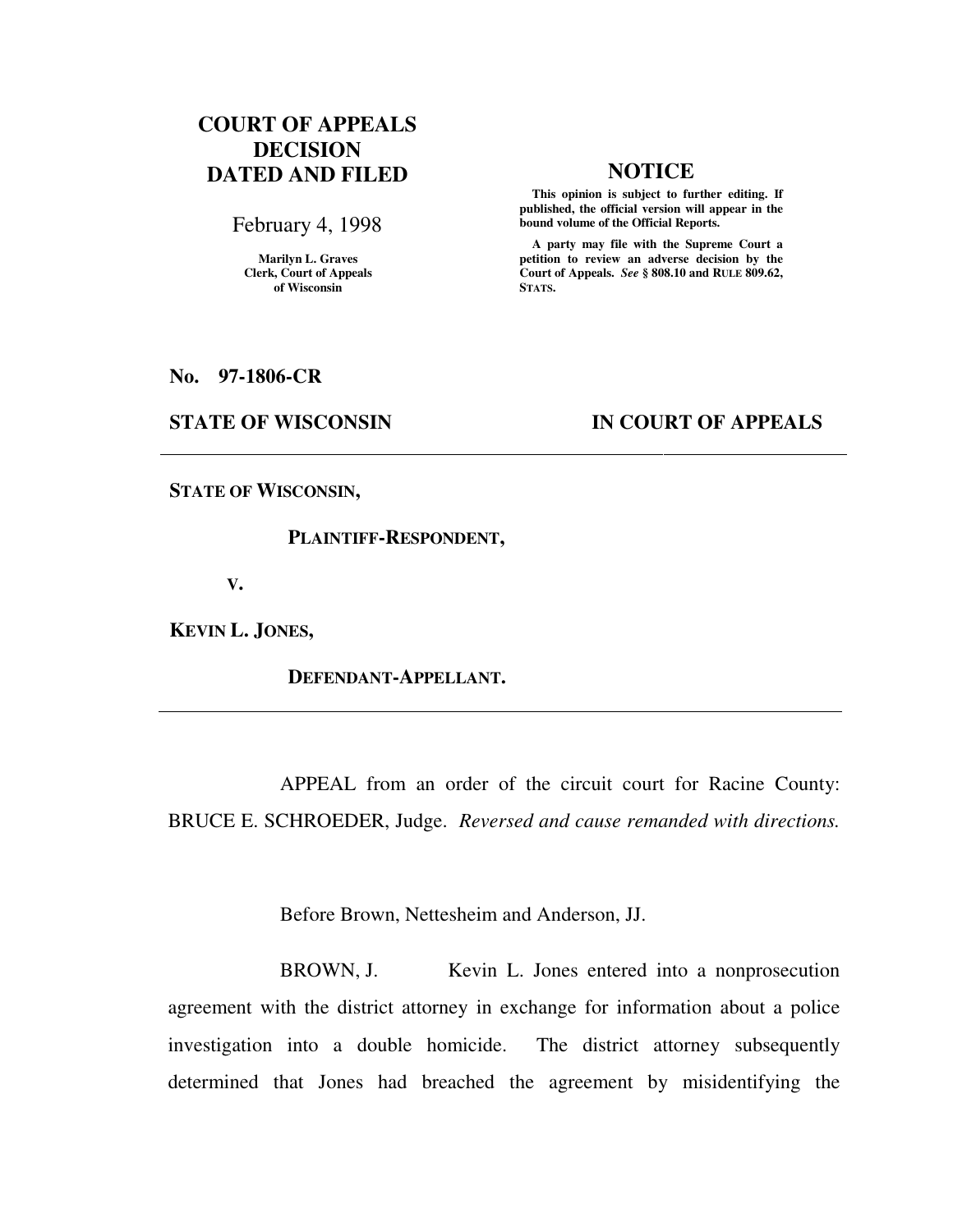**COURT OF APPEALS DECISION DATED AND FILED**

February 4, 1998

Marilyn L. Graves
Clerk, Court of Appeals
of Wisconsin

**NOTICE**

**This opinion is subject to further editing. If published, the official version will appear in the bound volume of the Official Reports.**

**A party may file with the Supreme Court a petition to review an adverse decision by the Court of Appeals.** ***See*** **§ 808.10 and RULE 809.62, STATS.**

**No. 97-1806-CR**

**STATE OF WISCONSIN** **IN COURT OF APPEALS**

---

**STATE OF WISCONSIN,**

**PLAINTIFF-RESPONDENT,**

**V.**

**KEVIN L. JONES,**

**DEFENDANT-APPELLANT.**

---

APPEAL from an order of the circuit court for Racine County: BRUCE E. SCHROEDER, Judge. *Reversed and cause remanded with directions.*

Before Brown, Nettesheim and Anderson, JJ.

BROWN, J. Kevin L. Jones entered into a nonprosecution agreement with the district attorney in exchange for information about a police investigation into a double homicide. The district attorney subsequently determined that Jones had breached the agreement by misidentifying the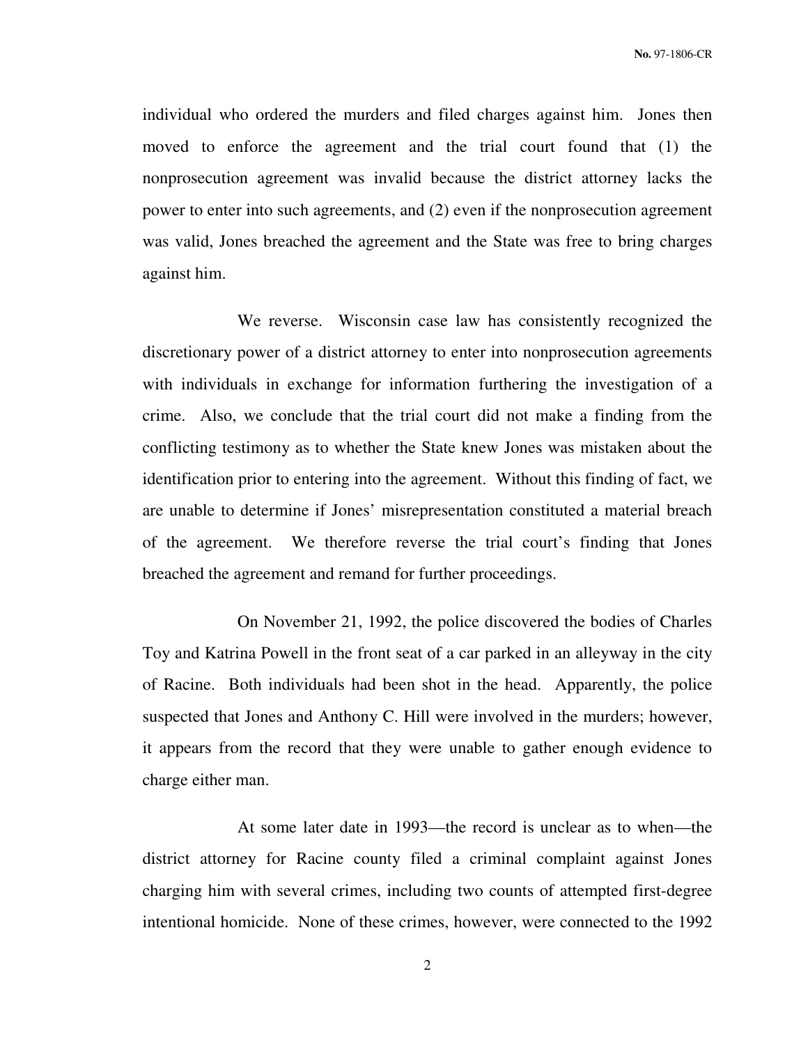individual who ordered the murders and filed charges against him. Jones then moved to enforce the agreement and the trial court found that (1) the nonprosecution agreement was invalid because the district attorney lacks the power to enter into such agreements, and (2) even if the nonprosecution agreement was valid, Jones breached the agreement and the State was free to bring charges against him.

We reverse. Wisconsin case law has consistently recognized the discretionary power of a district attorney to enter into nonprosecution agreements with individuals in exchange for information furthering the investigation of a crime. Also, we conclude that the trial court did not make a finding from the conflicting testimony as to whether the State knew Jones was mistaken about the identification prior to entering into the agreement. Without this finding of fact, we are unable to determine if Jones' misrepresentation constituted a material breach of the agreement. We therefore reverse the trial court's finding that Jones breached the agreement and remand for further proceedings.

On November 21, 1992, the police discovered the bodies of Charles Toy and Katrina Powell in the front seat of a car parked in an alleyway in the city of Racine. Both individuals had been shot in the head. Apparently, the police suspected that Jones and Anthony C. Hill were involved in the murders; however, it appears from the record that they were unable to gather enough evidence to charge either man.

At some later date in 1993—the record is unclear as to when—the district attorney for Racine county filed a criminal complaint against Jones charging him with several crimes, including two counts of attempted first-degree intentional homicide. None of these crimes, however, were connected to the 1992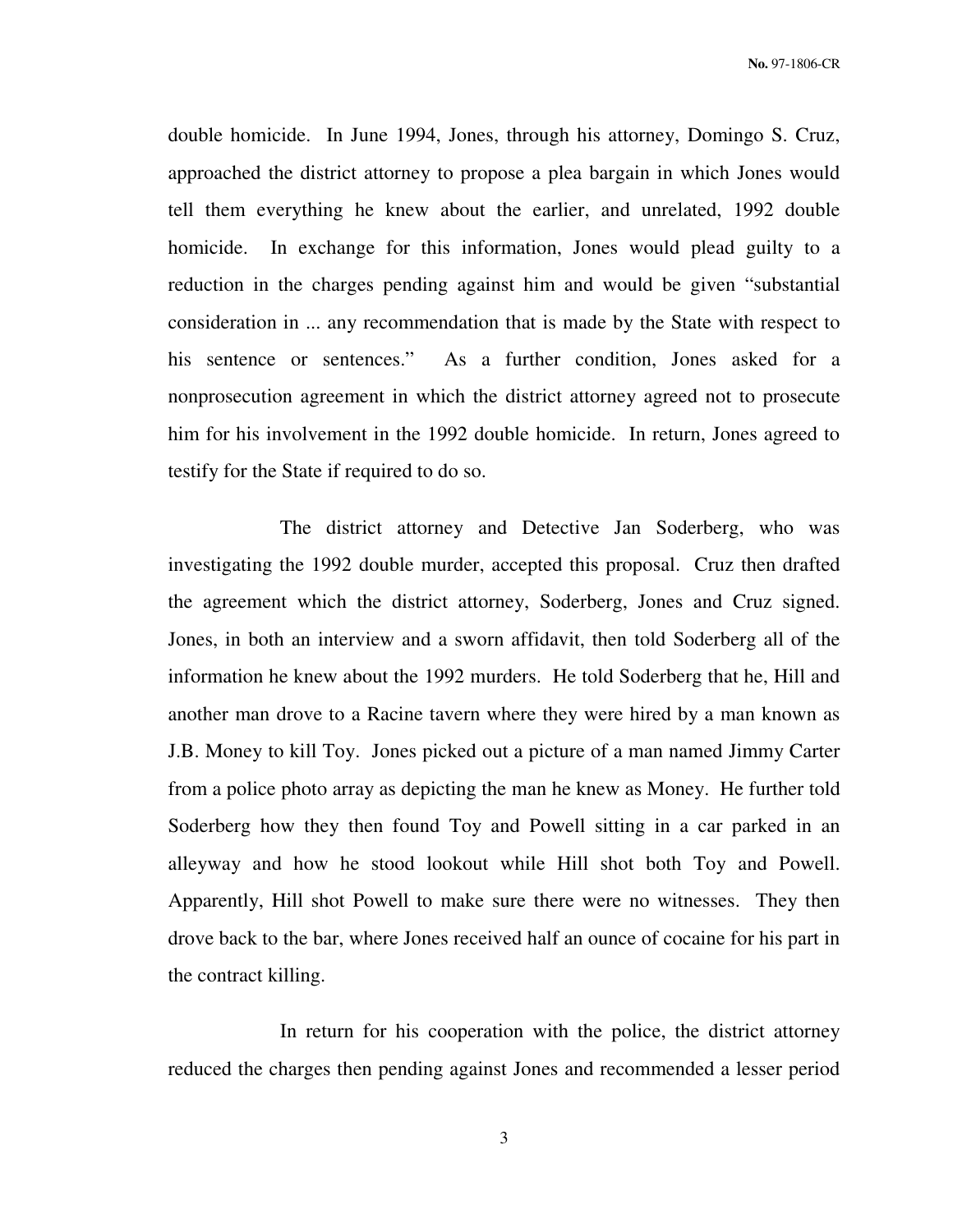double homicide. In June 1994, Jones, through his attorney, Domingo S. Cruz, approached the district attorney to propose a plea bargain in which Jones would tell them everything he knew about the earlier, and unrelated, 1992 double homicide. In exchange for this information, Jones would plead guilty to a reduction in the charges pending against him and would be given "substantial consideration in ... any recommendation that is made by the State with respect to his sentence or sentences." As a further condition, Jones asked for a nonprosecution agreement in which the district attorney agreed not to prosecute him for his involvement in the 1992 double homicide. In return, Jones agreed to testify for the State if required to do so.

The district attorney and Detective Jan Soderberg, who was investigating the 1992 double murder, accepted this proposal. Cruz then drafted the agreement which the district attorney, Soderberg, Jones and Cruz signed. Jones, in both an interview and a sworn affidavit, then told Soderberg all of the information he knew about the 1992 murders. He told Soderberg that he, Hill and another man drove to a Racine tavern where they were hired by a man known as J.B. Money to kill Toy. Jones picked out a picture of a man named Jimmy Carter from a police photo array as depicting the man he knew as Money. He further told Soderberg how they then found Toy and Powell sitting in a car parked in an alleyway and how he stood lookout while Hill shot both Toy and Powell. Apparently, Hill shot Powell to make sure there were no witnesses. They then drove back to the bar, where Jones received half an ounce of cocaine for his part in the contract killing.

In return for his cooperation with the police, the district attorney reduced the charges then pending against Jones and recommended a lesser period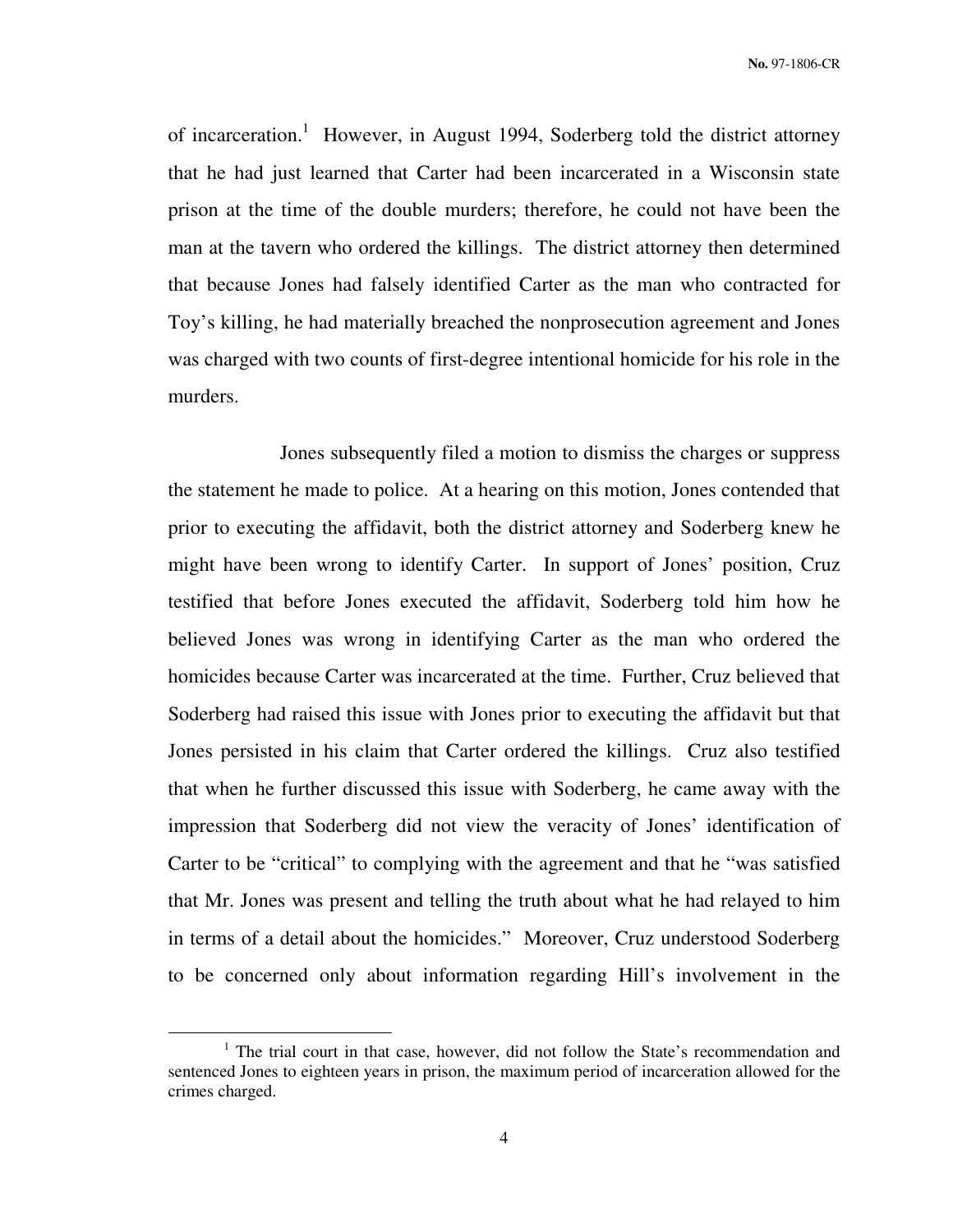of incarceration.[1] However, in August 1994, Soderberg told the district attorney that he had just learned that Carter had been incarcerated in a Wisconsin state prison at the time of the double murders; therefore, he could not have been the man at the tavern who ordered the killings. The district attorney then determined that because Jones had falsely identified Carter as the man who contracted for Toy's killing, he had materially breached the nonprosecution agreement and Jones was charged with two counts of first-degree intentional homicide for his role in the murders.

Jones subsequently filed a motion to dismiss the charges or suppress the statement he made to police. At a hearing on this motion, Jones contended that prior to executing the affidavit, both the district attorney and Soderberg knew he might have been wrong to identify Carter. In support of Jones' position, Cruz testified that before Jones executed the affidavit, Soderberg told him how he believed Jones was wrong in identifying Carter as the man who ordered the homicides because Carter was incarcerated at the time. Further, Cruz believed that Soderberg had raised this issue with Jones prior to executing the affidavit but that Jones persisted in his claim that Carter ordered the killings. Cruz also testified that when he further discussed this issue with Soderberg, he came away with the impression that Soderberg did not view the veracity of Jones' identification of Carter to be "critical" to complying with the agreement and that he "was satisfied that Mr. Jones was present and telling the truth about what he had relayed to him in terms of a detail about the homicides." Moreover, Cruz understood Soderberg to be concerned only about information regarding Hill's involvement in the

[1] The trial court in that case, however, did not follow the State's recommendation and sentenced Jones to eighteen years in prison, the maximum period of incarceration allowed for the crimes charged.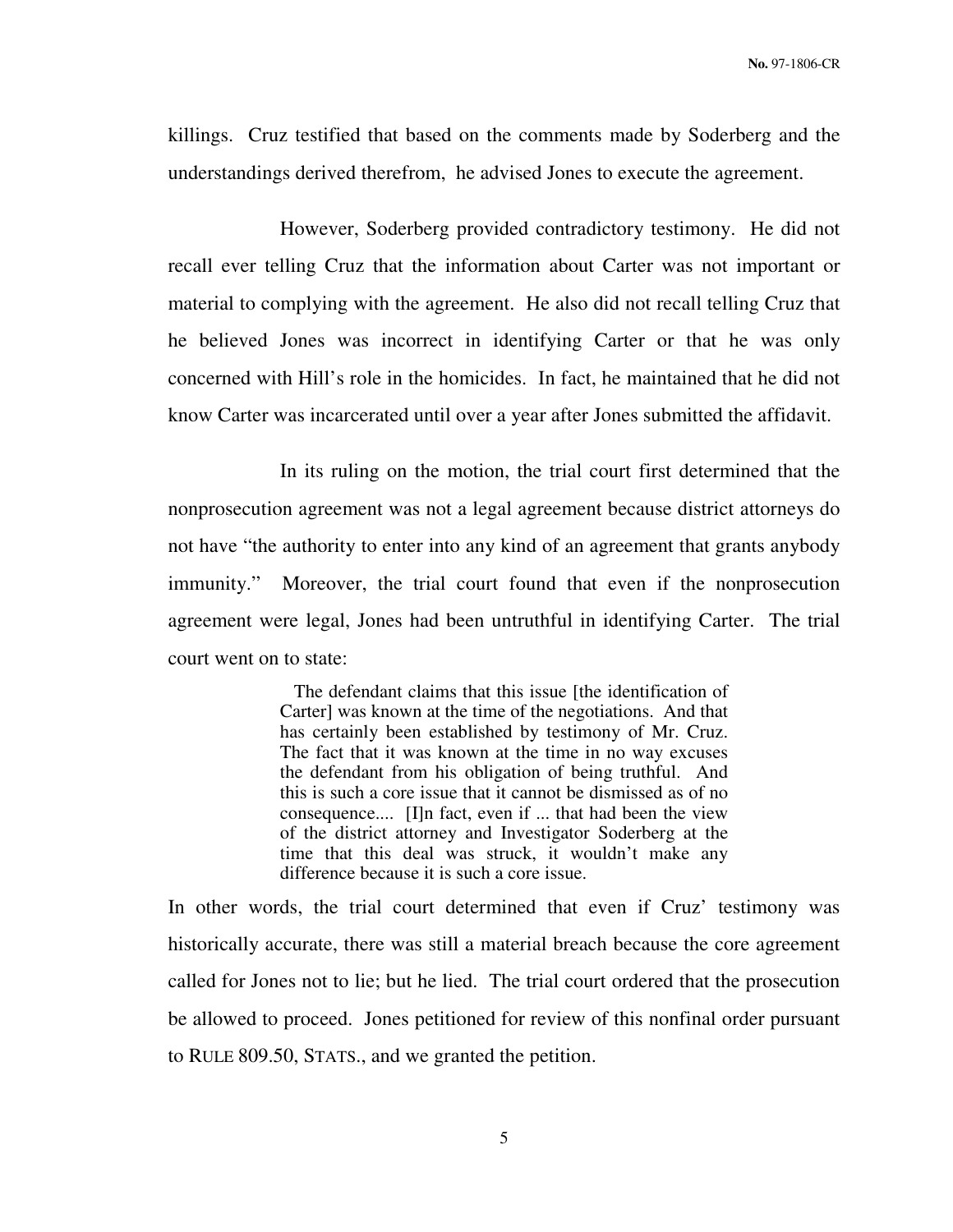killings. Cruz testified that based on the comments made by Soderberg and the understandings derived therefrom, he advised Jones to execute the agreement.

However, Soderberg provided contradictory testimony. He did not recall ever telling Cruz that the information about Carter was not important or material to complying with the agreement. He also did not recall telling Cruz that he believed Jones was incorrect in identifying Carter or that he was only concerned with Hill's role in the homicides. In fact, he maintained that he did not know Carter was incarcerated until over a year after Jones submitted the affidavit.

In its ruling on the motion, the trial court first determined that the nonprosecution agreement was not a legal agreement because district attorneys do not have "the authority to enter into any kind of an agreement that grants anybody immunity." Moreover, the trial court found that even if the nonprosecution agreement were legal, Jones had been untruthful in identifying Carter. The trial court went on to state:

> The defendant claims that this issue [the identification of Carter] was known at the time of the negotiations. And that has certainly been established by testimony of Mr. Cruz. The fact that it was known at the time in no way excuses the defendant from his obligation of being truthful. And this is such a core issue that it cannot be dismissed as of no consequence.... [I]n fact, even if ... that had been the view of the district attorney and Investigator Soderberg at the time that this deal was struck, it wouldn't make any difference because it is such a core issue.

In other words, the trial court determined that even if Cruz' testimony was historically accurate, there was still a material breach because the core agreement called for Jones not to lie; but he lied. The trial court ordered that the prosecution be allowed to proceed. Jones petitioned for review of this nonfinal order pursuant to RULE 809.50, STATS., and we granted the petition.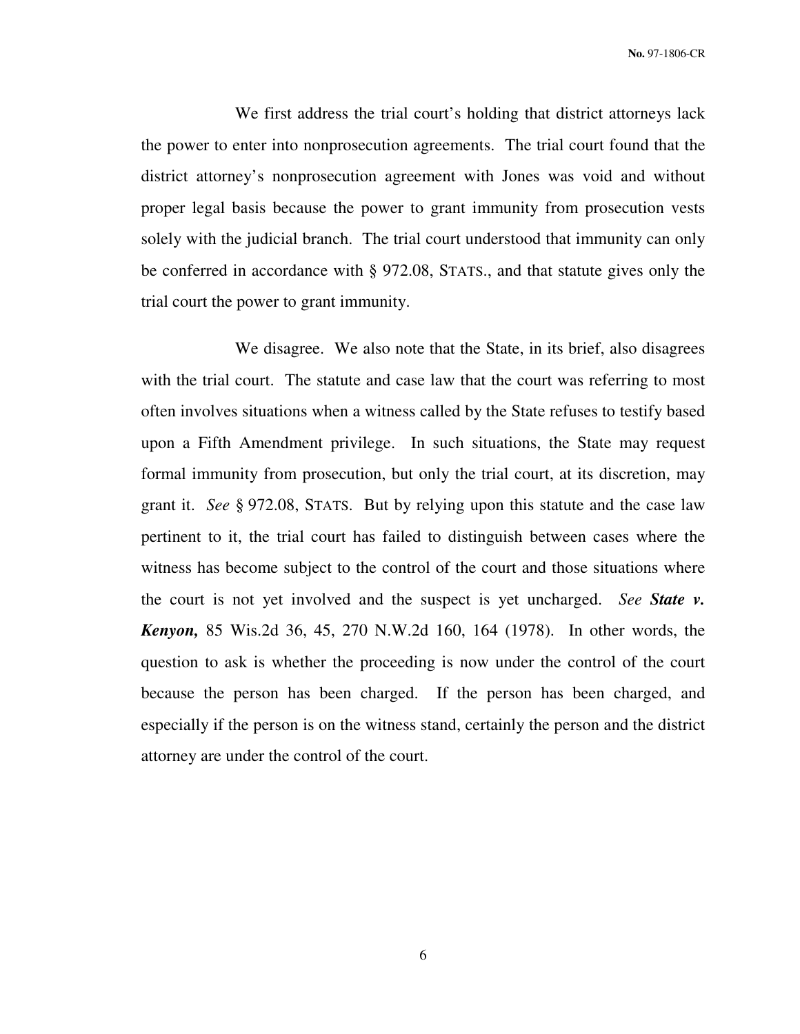We first address the trial court's holding that district attorneys lack the power to enter into nonprosecution agreements. The trial court found that the district attorney's nonprosecution agreement with Jones was void and without proper legal basis because the power to grant immunity from prosecution vests solely with the judicial branch. The trial court understood that immunity can only be conferred in accordance with § 972.08, STATS., and that statute gives only the trial court the power to grant immunity.

We disagree. We also note that the State, in its brief, also disagrees with the trial court. The statute and case law that the court was referring to most often involves situations when a witness called by the State refuses to testify based upon a Fifth Amendment privilege. In such situations, the State may request formal immunity from prosecution, but only the trial court, at its discretion, may grant it. *See* § 972.08, STATS. But by relying upon this statute and the case law pertinent to it, the trial court has failed to distinguish between cases where the witness has become subject to the control of the court and those situations where the court is not yet involved and the suspect is yet uncharged. *See* ***State v. Kenyon,*** 85 Wis.2d 36, 45, 270 N.W.2d 160, 164 (1978). In other words, the question to ask is whether the proceeding is now under the control of the court because the person has been charged. If the person has been charged, and especially if the person is on the witness stand, certainly the person and the district attorney are under the control of the court.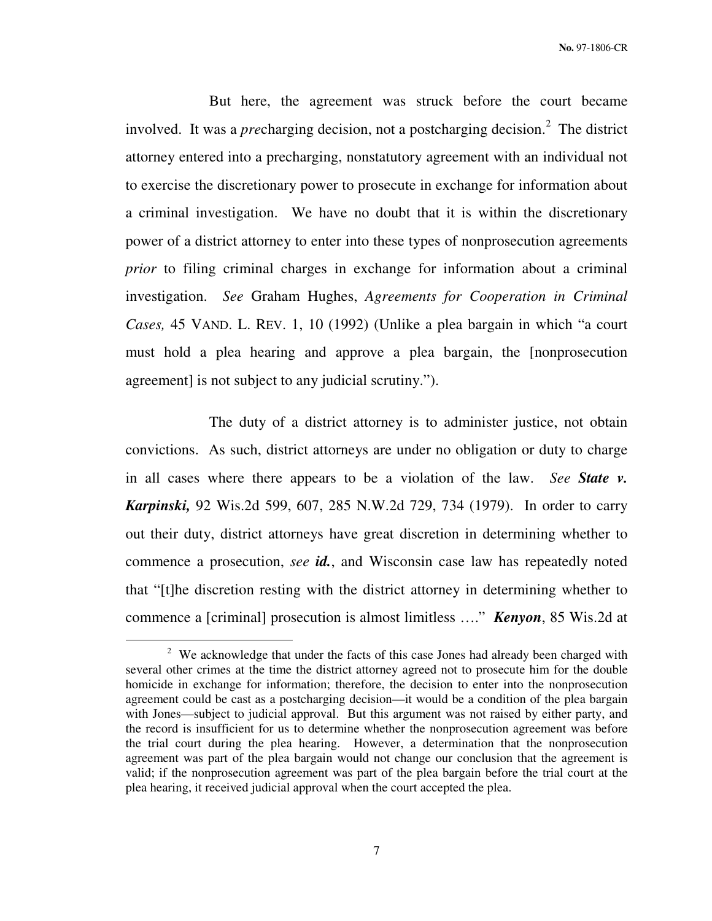But here, the agreement was struck before the court became involved. It was a *pre*charging decision, not a postcharging decision.[2] The district attorney entered into a precharging, nonstatutory agreement with an individual not to exercise the discretionary power to prosecute in exchange for information about a criminal investigation. We have no doubt that it is within the discretionary power of a district attorney to enter into these types of nonprosecution agreements *prior* to filing criminal charges in exchange for information about a criminal investigation. *See* Graham Hughes, *Agreements for Cooperation in Criminal Cases,* 45 VAND. L. REV. 1, 10 (1992) (Unlike a plea bargain in which "a court must hold a plea hearing and approve a plea bargain, the [nonprosecution agreement] is not subject to any judicial scrutiny.").

The duty of a district attorney is to administer justice, not obtain convictions. As such, district attorneys are under no obligation or duty to charge in all cases where there appears to be a violation of the law. *See* ***State v. Karpinski,*** 92 Wis.2d 599, 607, 285 N.W.2d 729, 734 (1979). In order to carry out their duty, district attorneys have great discretion in determining whether to commence a prosecution, *see* ***id.***, and Wisconsin case law has repeatedly noted that "[t]he discretion resting with the district attorney in determining whether to commence a [criminal] prosecution is almost limitless …." ***Kenyon***, 85 Wis.2d at

---

[2] We acknowledge that under the facts of this case Jones had already been charged with several other crimes at the time the district attorney agreed not to prosecute him for the double homicide in exchange for information; therefore, the decision to enter into the nonprosecution agreement could be cast as a postcharging decision—it would be a condition of the plea bargain with Jones—subject to judicial approval. But this argument was not raised by either party, and the record is insufficient for us to determine whether the nonprosecution agreement was before the trial court during the plea hearing. However, a determination that the nonprosecution agreement was part of the plea bargain would not change our conclusion that the agreement is valid; if the nonprosecution agreement was part of the plea bargain before the trial court at the plea hearing, it received judicial approval when the court accepted the plea.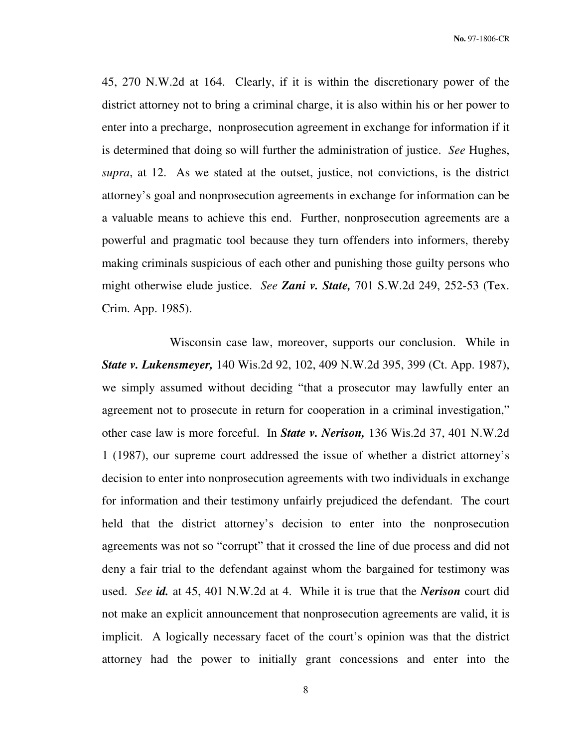45, 270 N.W.2d at 164. Clearly, if it is within the discretionary power of the district attorney not to bring a criminal charge, it is also within his or her power to enter into a precharge, nonprosecution agreement in exchange for information if it is determined that doing so will further the administration of justice. *See* Hughes, *supra*, at 12. As we stated at the outset, justice, not convictions, is the district attorney's goal and nonprosecution agreements in exchange for information can be a valuable means to achieve this end. Further, nonprosecution agreements are a powerful and pragmatic tool because they turn offenders into informers, thereby making criminals suspicious of each other and punishing those guilty persons who might otherwise elude justice. *See* ***Zani v. State,*** 701 S.W.2d 249, 252-53 (Tex. Crim. App. 1985).

Wisconsin case law, moreover, supports our conclusion. While in ***State v. Lukensmeyer,*** 140 Wis.2d 92, 102, 409 N.W.2d 395, 399 (Ct. App. 1987), we simply assumed without deciding "that a prosecutor may lawfully enter an agreement not to prosecute in return for cooperation in a criminal investigation," other case law is more forceful. In ***State v. Nerison,*** 136 Wis.2d 37, 401 N.W.2d 1 (1987), our supreme court addressed the issue of whether a district attorney's decision to enter into nonprosecution agreements with two individuals in exchange for information and their testimony unfairly prejudiced the defendant. The court held that the district attorney's decision to enter into the nonprosecution agreements was not so "corrupt" that it crossed the line of due process and did not deny a fair trial to the defendant against whom the bargained for testimony was used. *See* ***id.*** at 45, 401 N.W.2d at 4. While it is true that the ***Nerison*** court did not make an explicit announcement that nonprosecution agreements are valid, it is implicit. A logically necessary facet of the court's opinion was that the district attorney had the power to initially grant concessions and enter into the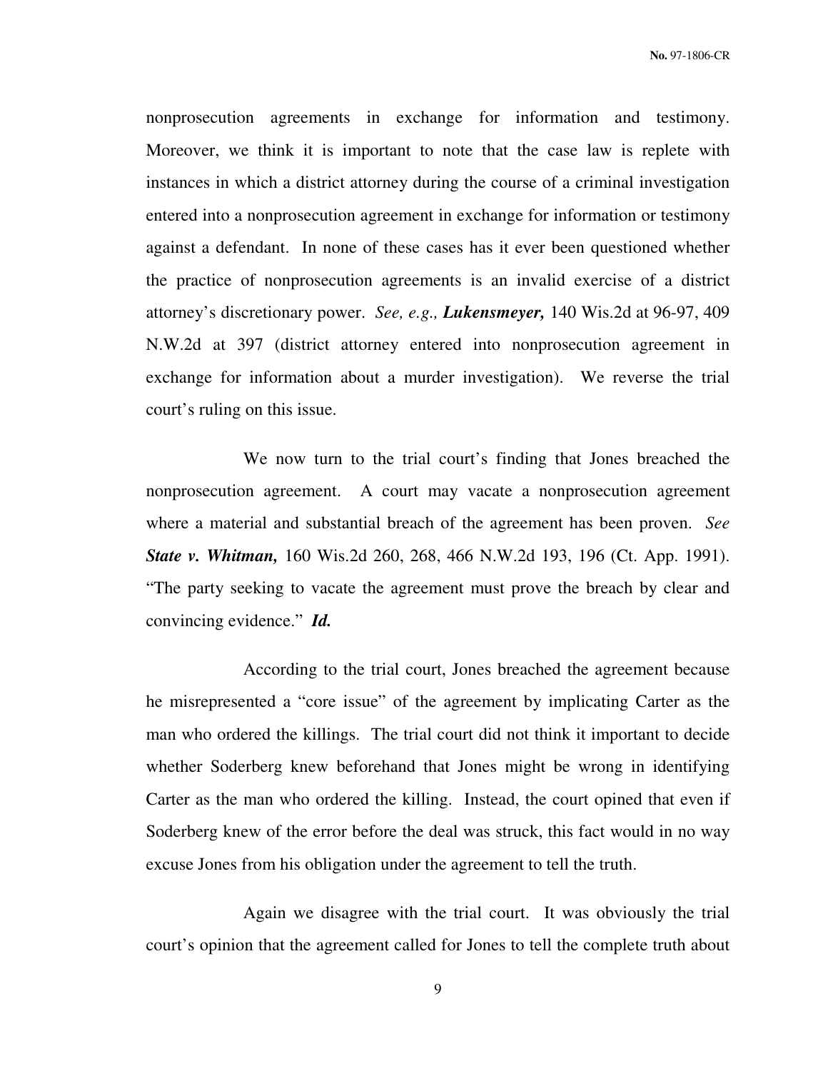nonprosecution agreements in exchange for information and testimony. Moreover, we think it is important to note that the case law is replete with instances in which a district attorney during the course of a criminal investigation entered into a nonprosecution agreement in exchange for information or testimony against a defendant. In none of these cases has it ever been questioned whether the practice of nonprosecution agreements is an invalid exercise of a district attorney's discretionary power. *See, e.g.,* ***Lukensmeyer,*** 140 Wis.2d at 96-97, 409 N.W.2d at 397 (district attorney entered into nonprosecution agreement in exchange for information about a murder investigation). We reverse the trial court's ruling on this issue.

We now turn to the trial court's finding that Jones breached the nonprosecution agreement. A court may vacate a nonprosecution agreement where a material and substantial breach of the agreement has been proven. *See* ***State v. Whitman,*** 160 Wis.2d 260, 268, 466 N.W.2d 193, 196 (Ct. App. 1991). "The party seeking to vacate the agreement must prove the breach by clear and convincing evidence." ***Id.***

According to the trial court, Jones breached the agreement because he misrepresented a "core issue" of the agreement by implicating Carter as the man who ordered the killings. The trial court did not think it important to decide whether Soderberg knew beforehand that Jones might be wrong in identifying Carter as the man who ordered the killing. Instead, the court opined that even if Soderberg knew of the error before the deal was struck, this fact would in no way excuse Jones from his obligation under the agreement to tell the truth.

Again we disagree with the trial court. It was obviously the trial court's opinion that the agreement called for Jones to tell the complete truth about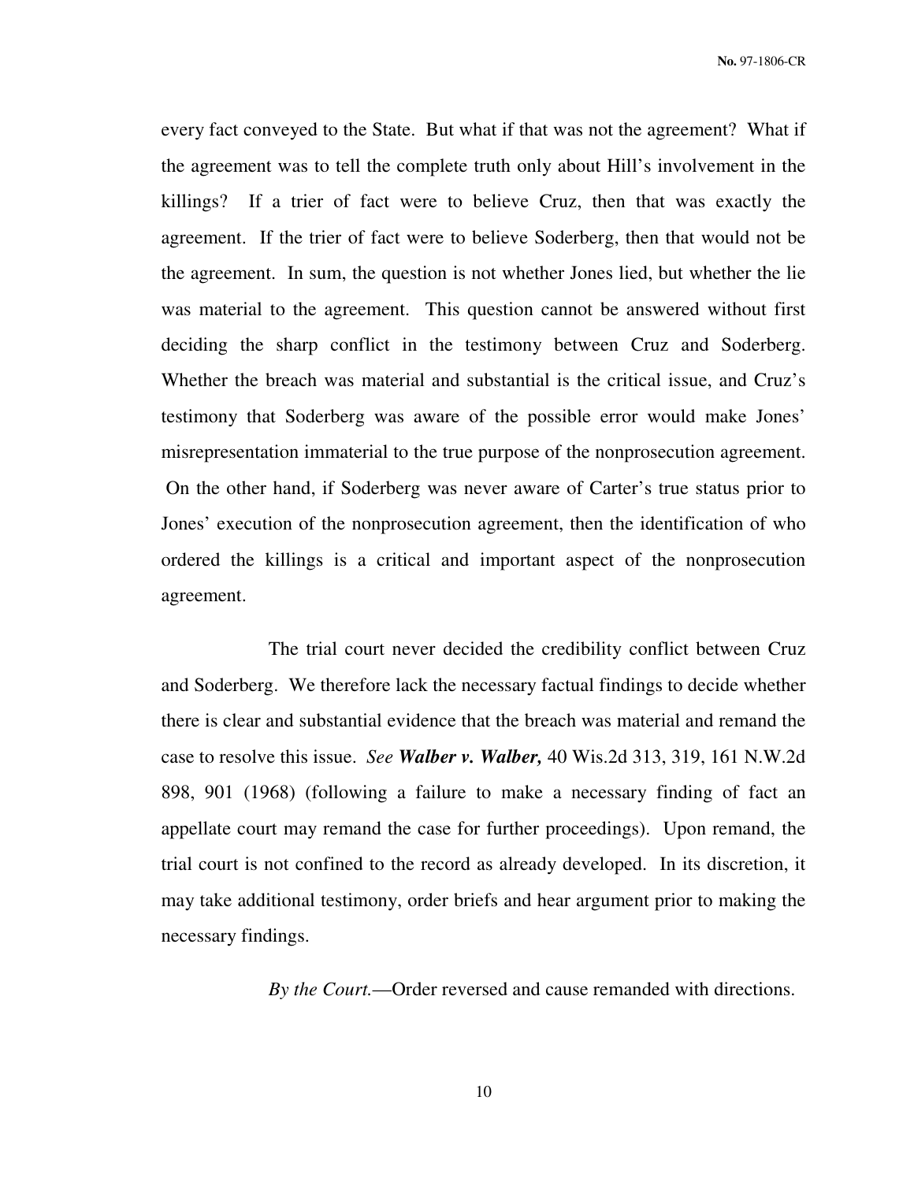every fact conveyed to the State. But what if that was not the agreement? What if the agreement was to tell the complete truth only about Hill's involvement in the killings? If a trier of fact were to believe Cruz, then that was exactly the agreement. If the trier of fact were to believe Soderberg, then that would not be the agreement. In sum, the question is not whether Jones lied, but whether the lie was material to the agreement. This question cannot be answered without first deciding the sharp conflict in the testimony between Cruz and Soderberg. Whether the breach was material and substantial is the critical issue, and Cruz's testimony that Soderberg was aware of the possible error would make Jones' misrepresentation immaterial to the true purpose of the nonprosecution agreement. On the other hand, if Soderberg was never aware of Carter's true status prior to Jones' execution of the nonprosecution agreement, then the identification of who ordered the killings is a critical and important aspect of the nonprosecution agreement.

The trial court never decided the credibility conflict between Cruz and Soderberg. We therefore lack the necessary factual findings to decide whether there is clear and substantial evidence that the breach was material and remand the case to resolve this issue. *See* ***Walber v. Walber,*** 40 Wis.2d 313, 319, 161 N.W.2d 898, 901 (1968) (following a failure to make a necessary finding of fact an appellate court may remand the case for further proceedings). Upon remand, the trial court is not confined to the record as already developed. In its discretion, it may take additional testimony, order briefs and hear argument prior to making the necessary findings.

*By the Court.*—Order reversed and cause remanded with directions.